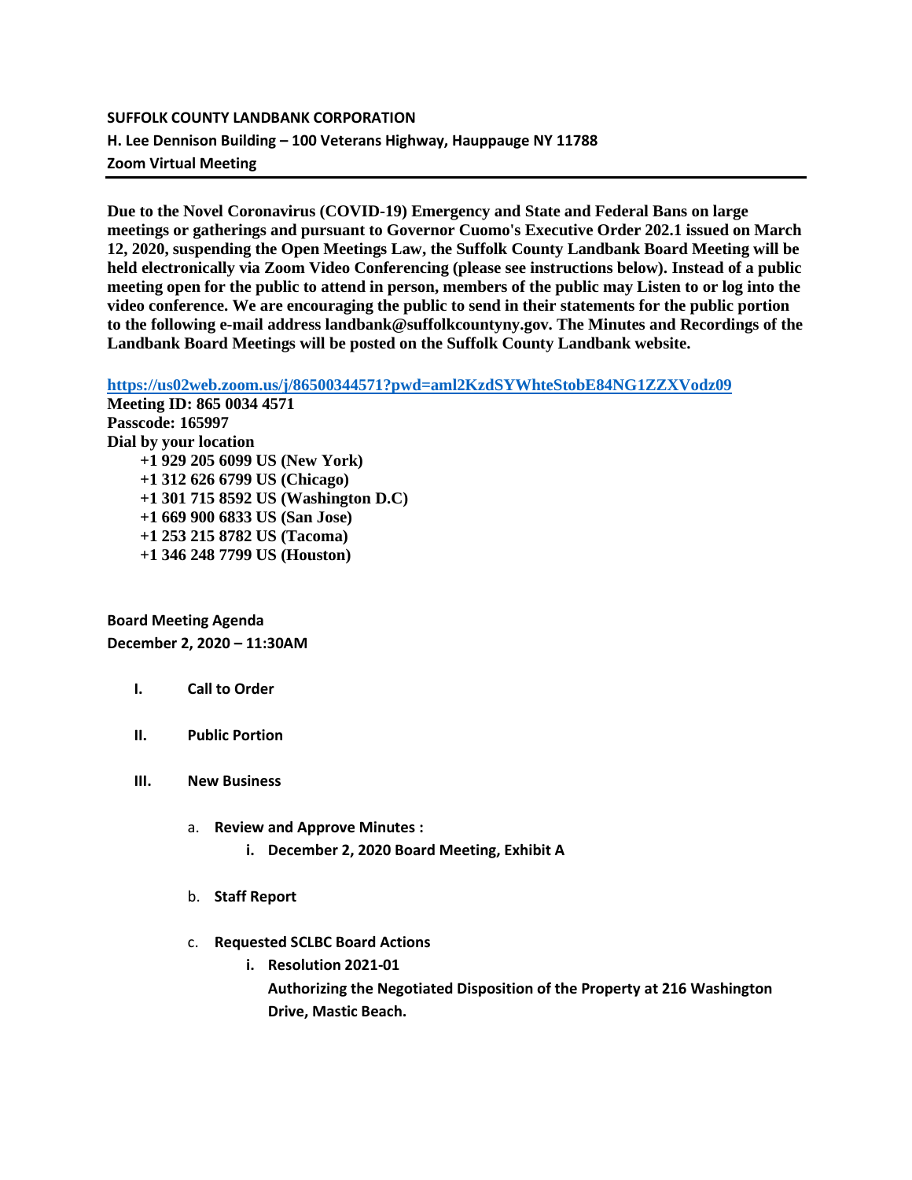**SUFFOLK COUNTY LANDBANK CORPORATION**

**H. Lee Dennison Building – 100 Veterans Highway, Hauppauge NY 11788**

**Zoom Virtual Meeting**

---

**Due to the Novel Coronavirus (COVID-19) Emergency and State and Federal Bans on large meetings or gatherings and pursuant to Governor Cuomo's Executive Order 202.1 issued on March 12, 2020, suspending the Open Meetings Law, the Suffolk County Landbank Board Meeting will be held electronically via Zoom Video Conferencing (please see instructions below). Instead of a public meeting open for the public to attend in person, members of the public may Listen to or log into the video conference. We are encouraging the public to send in their statements for the public portion to the following e-mail address landbank@suffolkcountyny.gov. The Minutes and Recordings of the Landbank Board Meetings will be posted on the Suffolk County Landbank website.**

**https://us02web.zoom.us/j/86500344571?pwd=aml2KzdSYWhteStobE84NG1ZZXVodz09**

**Meeting ID: 865 0034 4571**
**Passcode: 165997**
**Dial by your location**

- **+1 929 205 6099 US (New York)**
- **+1 312 626 6799 US (Chicago)**
- **+1 301 715 8592 US (Washington D.C)**
- **+1 669 900 6833 US (San Jose)**
- **+1 253 215 8782 US (Tacoma)**
- **+1 346 248 7799 US (Houston)**

**Board Meeting Agenda**
**December 2, 2020 – 11:30AM**

I. **Call to Order**

II. **Public Portion**

III. **New Business**

   a. **Review and Approve Minutes :**
      i. **December 2, 2020 Board Meeting, Exhibit A**

   b. **Staff Report**

   c. **Requested SCLBC Board Actions**
      i. **Resolution 2021-01**
      **Authorizing the Negotiated Disposition of the Property at 216 Washington Drive, Mastic Beach.**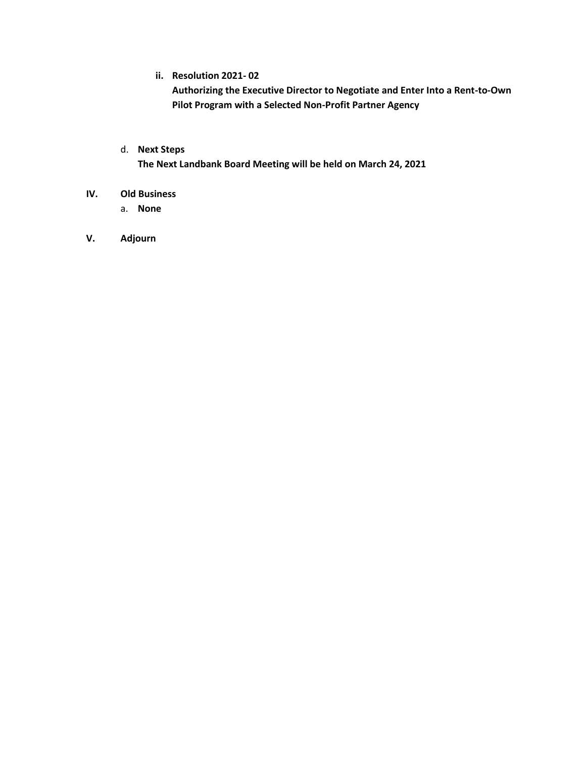- ii. **Resolution 2021- 02**
  **Authorizing the Executive Director to Negotiate and Enter Into a Rent-to-Own Pilot Program with a Selected Non-Profit Partner Agency**

- d. **Next Steps**
  **The Next Landbank Board Meeting will be held on March 24, 2021**

**IV. Old Business**

- a. **None**

**V. Adjourn**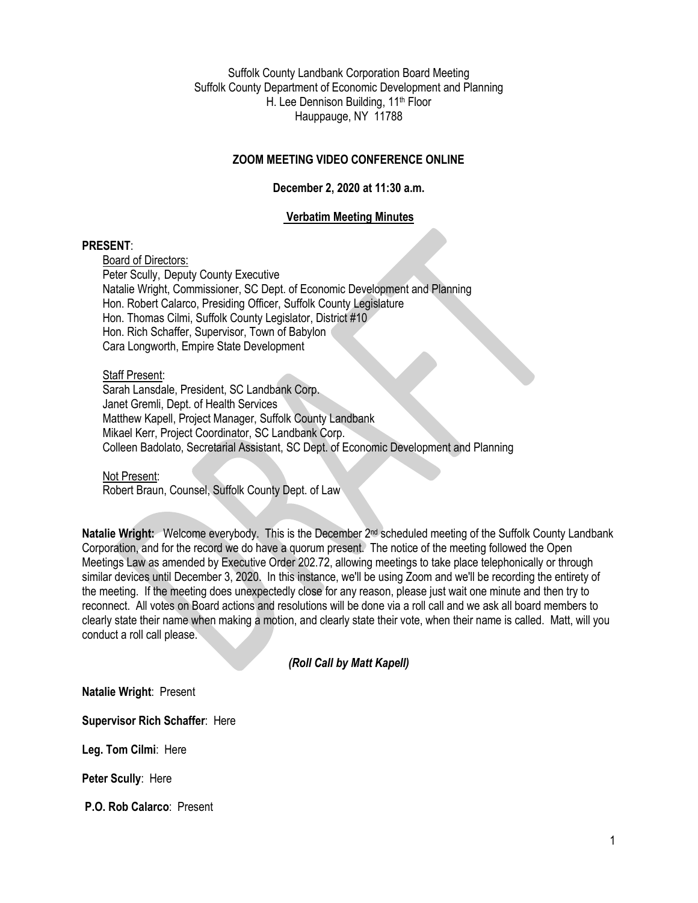Suffolk County Landbank Corporation Board Meeting
Suffolk County Department of Economic Development and Planning
H. Lee Dennison Building, 11th Floor
Hauppauge, NY 11788

**ZOOM MEETING VIDEO CONFERENCE ONLINE**

**December 2, 2020 at 11:30 a.m.**

**Verbatim Meeting Minutes**

**PRESENT**:

Board of Directors:
Peter Scully, Deputy County Executive
Natalie Wright, Commissioner, SC Dept. of Economic Development and Planning
Hon. Robert Calarco, Presiding Officer, Suffolk County Legislature
Hon. Thomas Cilmi, Suffolk County Legislator, District #10
Hon. Rich Schaffer, Supervisor, Town of Babylon
Cara Longworth, Empire State Development

Staff Present:
Sarah Lansdale, President, SC Landbank Corp.
Janet Gremli, Dept. of Health Services
Matthew Kapell, Project Manager, Suffolk County Landbank
Mikael Kerr, Project Coordinator, SC Landbank Corp.
Colleen Badolato, Secretarial Assistant, SC Dept. of Economic Development and Planning

Not Present:
Robert Braun, Counsel, Suffolk County Dept. of Law

**Natalie Wright:** Welcome everybody. This is the December 2nd scheduled meeting of the Suffolk County Landbank Corporation, and for the record we do have a quorum present. The notice of the meeting followed the Open Meetings Law as amended by Executive Order 202.72, allowing meetings to take place telephonically or through similar devices until December 3, 2020. In this instance, we'll be using Zoom and we'll be recording the entirety of the meeting. If the meeting does unexpectedly close for any reason, please just wait one minute and then try to reconnect. All votes on Board actions and resolutions will be done via a roll call and we ask all board members to clearly state their name when making a motion, and clearly state their vote, when their name is called. Matt, will you conduct a roll call please.

***(Roll Call by Matt Kapell)***

**Natalie Wright**: Present

**Supervisor Rich Schaffer**: Here

**Leg. Tom Cilmi**: Here

**Peter Scully**: Here

**P.O. Rob Calarco**: Present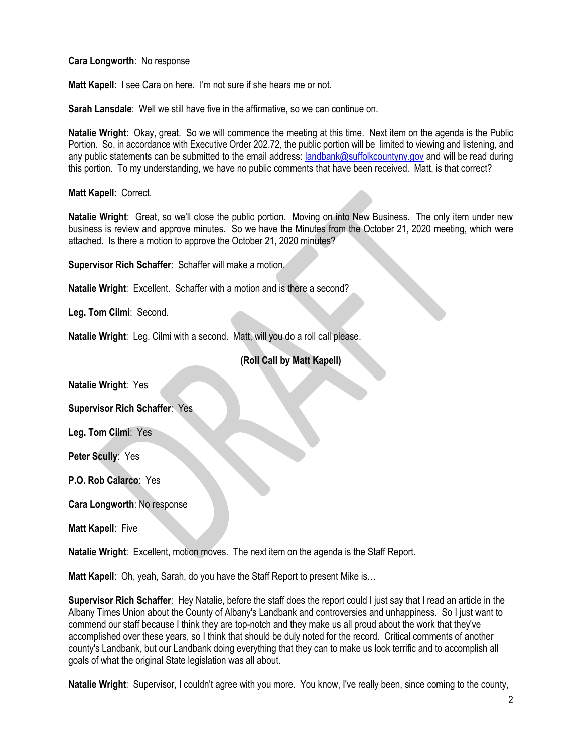**Cara Longworth**: No response

**Matt Kapell**: I see Cara on here. I'm not sure if she hears me or not.

**Sarah Lansdale**: Well we still have five in the affirmative, so we can continue on.

**Natalie Wright**: Okay, great. So we will commence the meeting at this time. Next item on the agenda is the Public Portion. So, in accordance with Executive Order 202.72, the public portion will be limited to viewing and listening, and any public statements can be submitted to the email address: landbank@suffolkcountyny.gov and will be read during this portion. To my understanding, we have no public comments that have been received. Matt, is that correct?

**Matt Kapell**: Correct.

**Natalie Wright**: Great, so we'll close the public portion. Moving on into New Business. The only item under new business is review and approve minutes. So we have the Minutes from the October 21, 2020 meeting, which were attached. Is there a motion to approve the October 21, 2020 minutes?

**Supervisor Rich Schaffer**: Schaffer will make a motion.

**Natalie Wright**: Excellent. Schaffer with a motion and is there a second?

**Leg. Tom Cilmi**: Second.

**Natalie Wright**: Leg. Cilmi with a second. Matt, will you do a roll call please.

**(Roll Call by Matt Kapell)**

**Natalie Wright**: Yes

**Supervisor Rich Schaffer**: Yes

**Leg. Tom Cilmi**: Yes

**Peter Scully**: Yes

**P.O. Rob Calarco**: Yes

**Cara Longworth**: No response

**Matt Kapell**: Five

**Natalie Wright**: Excellent, motion moves. The next item on the agenda is the Staff Report.

**Matt Kapell**: Oh, yeah, Sarah, do you have the Staff Report to present Mike is…

**Supervisor Rich Schaffer**: Hey Natalie, before the staff does the report could I just say that I read an article in the Albany Times Union about the County of Albany's Landbank and controversies and unhappiness. So I just want to commend our staff because I think they are top-notch and they make us all proud about the work that they've accomplished over these years, so I think that should be duly noted for the record. Critical comments of another county's Landbank, but our Landbank doing everything that they can to make us look terrific and to accomplish all goals of what the original State legislation was all about.

**Natalie Wright**: Supervisor, I couldn't agree with you more. You know, I've really been, since coming to the county,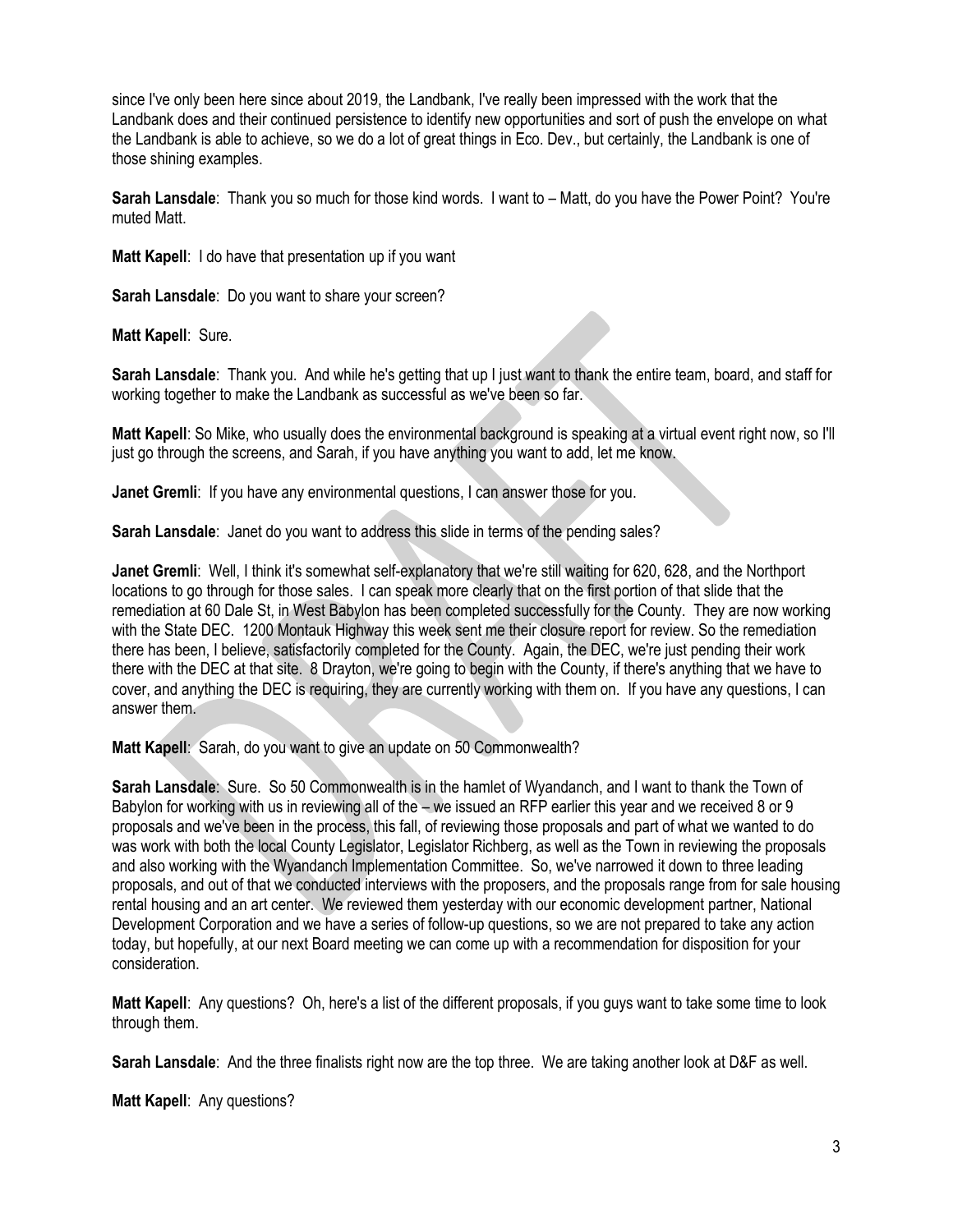since I've only been here since about 2019, the Landbank, I've really been impressed with the work that the Landbank does and their continued persistence to identify new opportunities and sort of push the envelope on what the Landbank is able to achieve, so we do a lot of great things in Eco. Dev., but certainly, the Landbank is one of those shining examples.

**Sarah Lansdale**: Thank you so much for those kind words. I want to – Matt, do you have the Power Point? You're muted Matt.

**Matt Kapell**: I do have that presentation up if you want

**Sarah Lansdale**: Do you want to share your screen?

**Matt Kapell**: Sure.

**Sarah Lansdale**: Thank you. And while he's getting that up I just want to thank the entire team, board, and staff for working together to make the Landbank as successful as we've been so far.

**Matt Kapell**: So Mike, who usually does the environmental background is speaking at a virtual event right now, so I'll just go through the screens, and Sarah, if you have anything you want to add, let me know.

**Janet Gremli**: If you have any environmental questions, I can answer those for you.

**Sarah Lansdale**: Janet do you want to address this slide in terms of the pending sales?

**Janet Gremli**: Well, I think it's somewhat self-explanatory that we're still waiting for 620, 628, and the Northport locations to go through for those sales. I can speak more clearly that on the first portion of that slide that the remediation at 60 Dale St, in West Babylon has been completed successfully for the County. They are now working with the State DEC. 1200 Montauk Highway this week sent me their closure report for review. So the remediation there has been, I believe, satisfactorily completed for the County. Again, the DEC, we're just pending their work there with the DEC at that site. 8 Drayton, we're going to begin with the County, if there's anything that we have to cover, and anything the DEC is requiring, they are currently working with them on. If you have any questions, I can answer them.

**Matt Kapell**: Sarah, do you want to give an update on 50 Commonwealth?

**Sarah Lansdale**: Sure. So 50 Commonwealth is in the hamlet of Wyandanch, and I want to thank the Town of Babylon for working with us in reviewing all of the – we issued an RFP earlier this year and we received 8 or 9 proposals and we've been in the process, this fall, of reviewing those proposals and part of what we wanted to do was work with both the local County Legislator, Legislator Richberg, as well as the Town in reviewing the proposals and also working with the Wyandanch Implementation Committee. So, we've narrowed it down to three leading proposals, and out of that we conducted interviews with the proposers, and the proposals range from for sale housing rental housing and an art center. We reviewed them yesterday with our economic development partner, National Development Corporation and we have a series of follow-up questions, so we are not prepared to take any action today, but hopefully, at our next Board meeting we can come up with a recommendation for disposition for your consideration.

**Matt Kapell**: Any questions? Oh, here's a list of the different proposals, if you guys want to take some time to look through them.

**Sarah Lansdale**: And the three finalists right now are the top three. We are taking another look at D&F as well.

**Matt Kapell**: Any questions?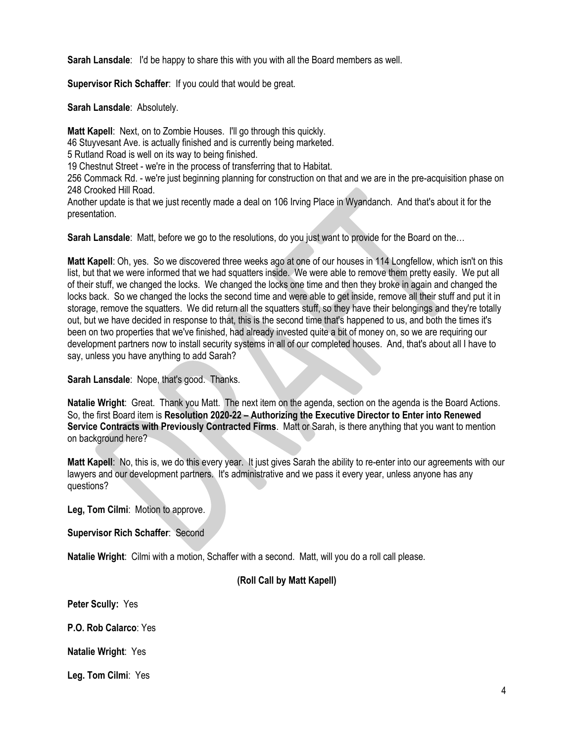**Sarah Lansdale**: I'd be happy to share this with you with all the Board members as well.

**Supervisor Rich Schaffer**: If you could that would be great.

**Sarah Lansdale**: Absolutely.

**Matt Kapell**: Next, on to Zombie Houses. I'll go through this quickly.
46 Stuyvesant Ave. is actually finished and is currently being marketed.
5 Rutland Road is well on its way to being finished.
19 Chestnut Street - we're in the process of transferring that to Habitat.
256 Commack Rd. - we're just beginning planning for construction on that and we are in the pre-acquisition phase on 248 Crooked Hill Road.
Another update is that we just recently made a deal on 106 Irving Place in Wyandanch. And that's about it for the presentation.

**Sarah Lansdale**: Matt, before we go to the resolutions, do you just want to provide for the Board on the…

**Matt Kapell**: Oh, yes. So we discovered three weeks ago at one of our houses in 114 Longfellow, which isn't on this list, but that we were informed that we had squatters inside. We were able to remove them pretty easily. We put all of their stuff, we changed the locks. We changed the locks one time and then they broke in again and changed the locks back. So we changed the locks the second time and were able to get inside, remove all their stuff and put it in storage, remove the squatters. We did return all the squatters stuff, so they have their belongings and they're totally out, but we have decided in response to that, this is the second time that's happened to us, and both the times it's been on two properties that we've finished, had already invested quite a bit of money on, so we are requiring our development partners now to install security systems in all of our completed houses. And, that's about all I have to say, unless you have anything to add Sarah?

**Sarah Lansdale**: Nope, that's good. Thanks.

**Natalie Wright**: Great. Thank you Matt. The next item on the agenda, section on the agenda is the Board Actions. So, the first Board item is **Resolution 2020-22 – Authorizing the Executive Director to Enter into Renewed Service Contracts with Previously Contracted Firms**. Matt or Sarah, is there anything that you want to mention on background here?

**Matt Kapell**: No, this is, we do this every year. It just gives Sarah the ability to re-enter into our agreements with our lawyers and our development partners. It's administrative and we pass it every year, unless anyone has any questions?

**Leg, Tom Cilmi**: Motion to approve.

**Supervisor Rich Schaffer**: Second

**Natalie Wright**: Cilmi with a motion, Schaffer with a second. Matt, will you do a roll call please.

**(Roll Call by Matt Kapell)**

**Peter Scully:** Yes

**P.O. Rob Calarco**: Yes

**Natalie Wright**: Yes

**Leg. Tom Cilmi**: Yes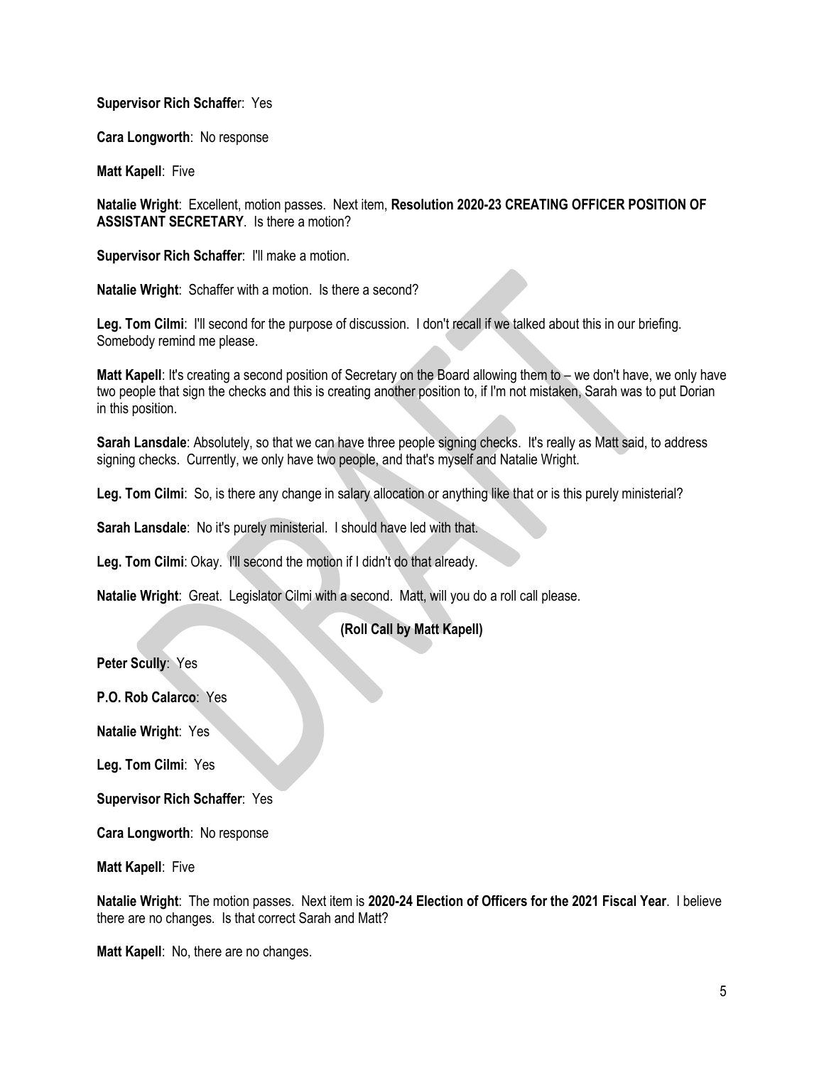**Supervisor Rich Schaffer**: Yes

**Cara Longworth**: No response

**Matt Kapell**: Five

**Natalie Wright**: Excellent, motion passes. Next item, **Resolution 2020-23 CREATING OFFICER POSITION OF ASSISTANT SECRETARY**. Is there a motion?

**Supervisor Rich Schaffer**: I'll make a motion.

**Natalie Wright**: Schaffer with a motion. Is there a second?

**Leg. Tom Cilmi**: I'll second for the purpose of discussion. I don't recall if we talked about this in our briefing. Somebody remind me please.

**Matt Kapell**: It's creating a second position of Secretary on the Board allowing them to – we don't have, we only have two people that sign the checks and this is creating another position to, if I'm not mistaken, Sarah was to put Dorian in this position.

**Sarah Lansdale**: Absolutely, so that we can have three people signing checks. It's really as Matt said, to address signing checks. Currently, we only have two people, and that's myself and Natalie Wright.

**Leg. Tom Cilmi**: So, is there any change in salary allocation or anything like that or is this purely ministerial?

**Sarah Lansdale**: No it's purely ministerial. I should have led with that.

**Leg. Tom Cilmi**: Okay. I'll second the motion if I didn't do that already.

**Natalie Wright**: Great. Legislator Cilmi with a second. Matt, will you do a roll call please.

**(Roll Call by Matt Kapell)**

**Peter Scully**: Yes

**P.O. Rob Calarco**: Yes

**Natalie Wright**: Yes

**Leg. Tom Cilmi**: Yes

**Supervisor Rich Schaffer**: Yes

**Cara Longworth**: No response

**Matt Kapell**: Five

**Natalie Wright**: The motion passes. Next item is **2020-24 Election of Officers for the 2021 Fiscal Year**. I believe there are no changes. Is that correct Sarah and Matt?

**Matt Kapell**: No, there are no changes.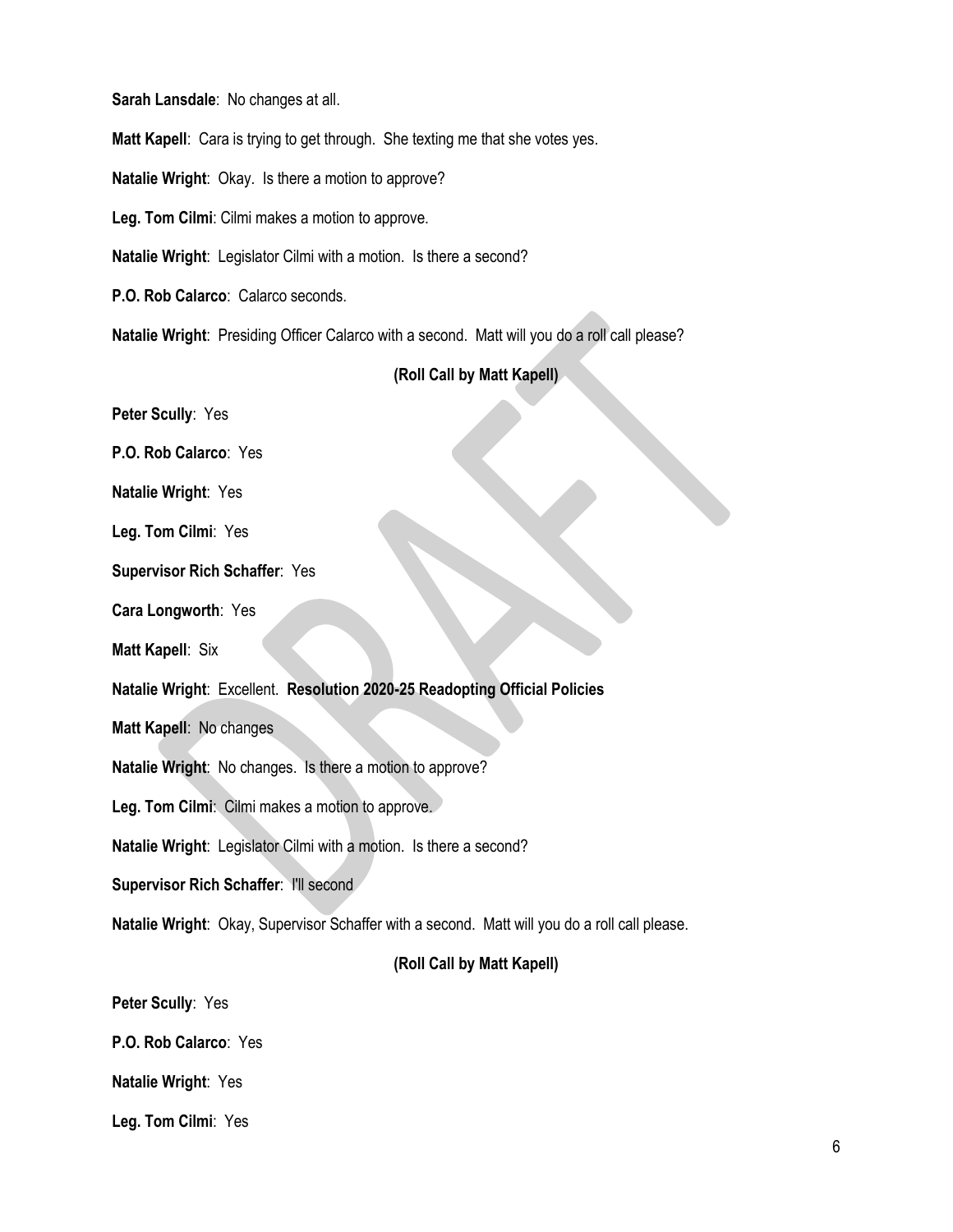**Sarah Lansdale**: No changes at all.

**Matt Kapell**: Cara is trying to get through. She texting me that she votes yes.

**Natalie Wright**: Okay. Is there a motion to approve?

**Leg. Tom Cilmi**: Cilmi makes a motion to approve.

**Natalie Wright**: Legislator Cilmi with a motion. Is there a second?

**P.O. Rob Calarco**: Calarco seconds.

**Natalie Wright**: Presiding Officer Calarco with a second. Matt will you do a roll call please?

**(Roll Call by Matt Kapell)**

**Peter Scully**: Yes

**P.O. Rob Calarco**: Yes

**Natalie Wright**: Yes

**Leg. Tom Cilmi**: Yes

**Supervisor Rich Schaffer**: Yes

**Cara Longworth**: Yes

**Matt Kapell**: Six

**Natalie Wright**: Excellent. **Resolution 2020-25 Readopting Official Policies**

**Matt Kapell**: No changes

**Natalie Wright**: No changes. Is there a motion to approve?

**Leg. Tom Cilmi**: Cilmi makes a motion to approve.

**Natalie Wright**: Legislator Cilmi with a motion. Is there a second?

**Supervisor Rich Schaffer**: I'll second

**Natalie Wright**: Okay, Supervisor Schaffer with a second. Matt will you do a roll call please.

**(Roll Call by Matt Kapell)**

**Peter Scully**: Yes

**P.O. Rob Calarco**: Yes

**Natalie Wright**: Yes

**Leg. Tom Cilmi**: Yes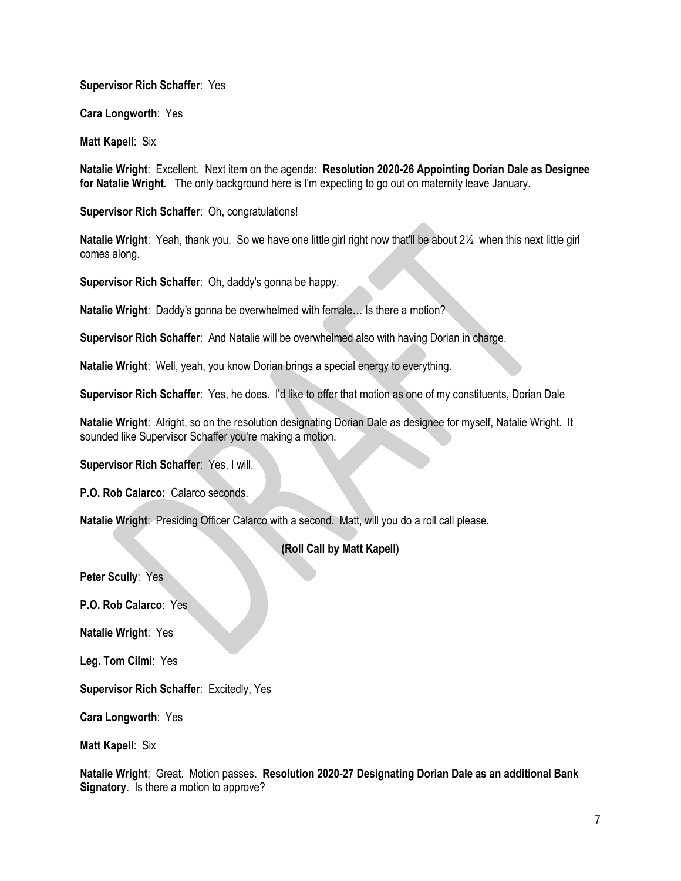**Supervisor Rich Schaffer**: Yes

**Cara Longworth**: Yes

**Matt Kapell**: Six

**Natalie Wright**: Excellent. Next item on the agenda: **Resolution 2020-26 Appointing Dorian Dale as Designee for Natalie Wright.** The only background here is I'm expecting to go out on maternity leave January.

**Supervisor Rich Schaffer**: Oh, congratulations!

**Natalie Wright**: Yeah, thank you. So we have one little girl right now that'll be about 2½ when this next little girl comes along.

**Supervisor Rich Schaffer**: Oh, daddy's gonna be happy.

**Natalie Wright**: Daddy's gonna be overwhelmed with female… Is there a motion?

**Supervisor Rich Schaffer**: And Natalie will be overwhelmed also with having Dorian in charge.

**Natalie Wright**: Well, yeah, you know Dorian brings a special energy to everything.

**Supervisor Rich Schaffer**: Yes, he does. I'd like to offer that motion as one of my constituents, Dorian Dale

**Natalie Wright**: Alright, so on the resolution designating Dorian Dale as designee for myself, Natalie Wright. It sounded like Supervisor Schaffer you're making a motion.

**Supervisor Rich Schaffer**: Yes, I will.

**P.O. Rob Calarco:** Calarco seconds.

**Natalie Wright**: Presiding Officer Calarco with a second. Matt, will you do a roll call please.

**(Roll Call by Matt Kapell)**

**Peter Scully**: Yes

**P.O. Rob Calarco**: Yes

**Natalie Wright**: Yes

**Leg. Tom Cilmi**: Yes

**Supervisor Rich Schaffer**: Excitedly, Yes

**Cara Longworth**: Yes

**Matt Kapell**: Six

**Natalie Wright**: Great. Motion passes. **Resolution 2020-27 Designating Dorian Dale as an additional Bank Signatory**. Is there a motion to approve?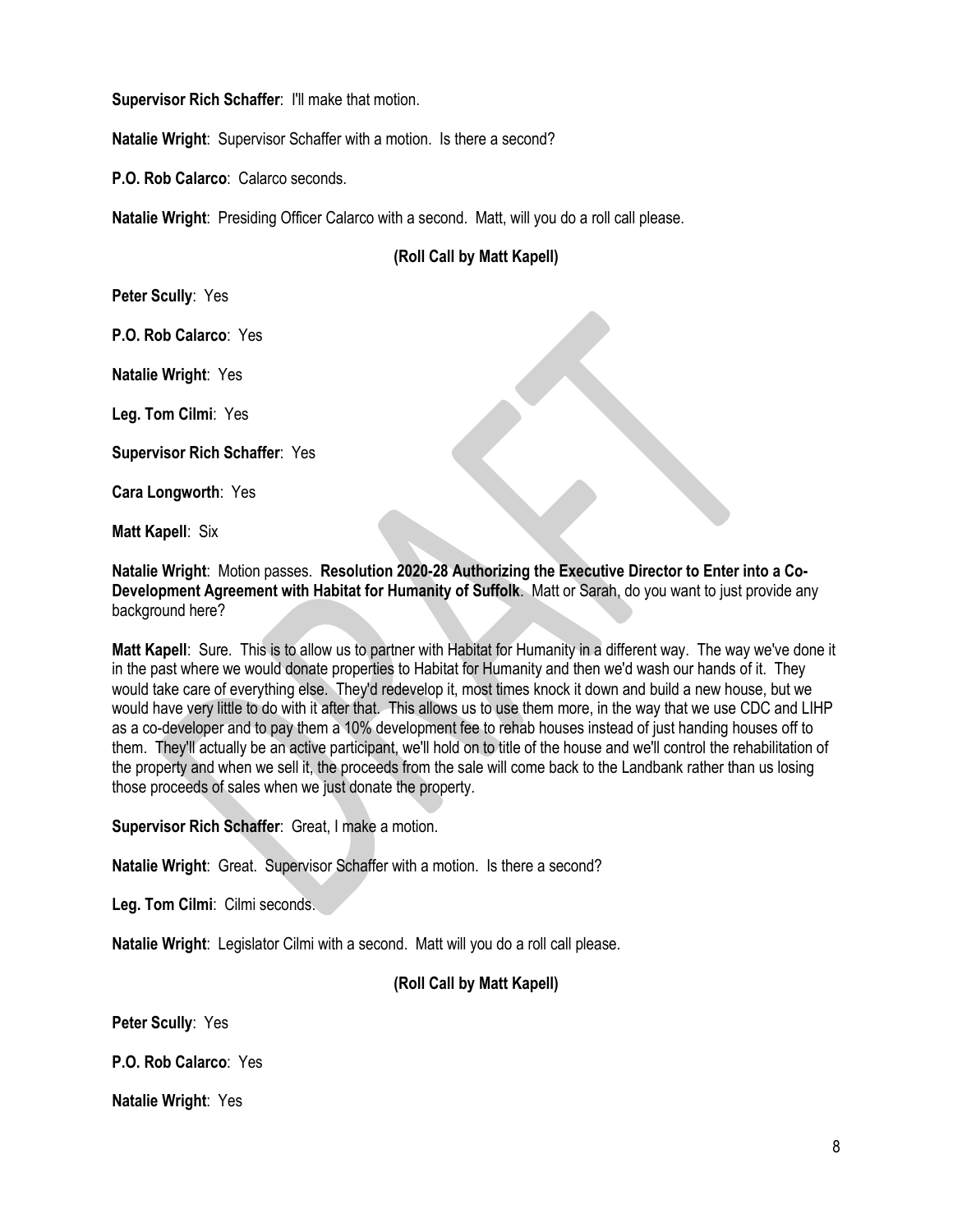**Supervisor Rich Schaffer**: I'll make that motion.

**Natalie Wright**: Supervisor Schaffer with a motion. Is there a second?

**P.O. Rob Calarco**: Calarco seconds.

**Natalie Wright**: Presiding Officer Calarco with a second. Matt, will you do a roll call please.

**(Roll Call by Matt Kapell)**

**Peter Scully**: Yes

**P.O. Rob Calarco**: Yes

**Natalie Wright**: Yes

**Leg. Tom Cilmi**: Yes

**Supervisor Rich Schaffer**: Yes

**Cara Longworth**: Yes

**Matt Kapell**: Six

**Natalie Wright**: Motion passes. **Resolution 2020-28 Authorizing the Executive Director to Enter into a Co-Development Agreement with Habitat for Humanity of Suffolk**. Matt or Sarah, do you want to just provide any background here?

**Matt Kapell**: Sure. This is to allow us to partner with Habitat for Humanity in a different way. The way we've done it in the past where we would donate properties to Habitat for Humanity and then we'd wash our hands of it. They would take care of everything else. They'd redevelop it, most times knock it down and build a new house, but we would have very little to do with it after that. This allows us to use them more, in the way that we use CDC and LIHP as a co-developer and to pay them a 10% development fee to rehab houses instead of just handing houses off to them. They'll actually be an active participant, we'll hold on to title of the house and we'll control the rehabilitation of the property and when we sell it, the proceeds from the sale will come back to the Landbank rather than us losing those proceeds of sales when we just donate the property.

**Supervisor Rich Schaffer**: Great, I make a motion.

**Natalie Wright**: Great. Supervisor Schaffer with a motion. Is there a second?

**Leg. Tom Cilmi**: Cilmi seconds.

**Natalie Wright**: Legislator Cilmi with a second. Matt will you do a roll call please.

**(Roll Call by Matt Kapell)**

**Peter Scully**: Yes

**P.O. Rob Calarco**: Yes

**Natalie Wright**: Yes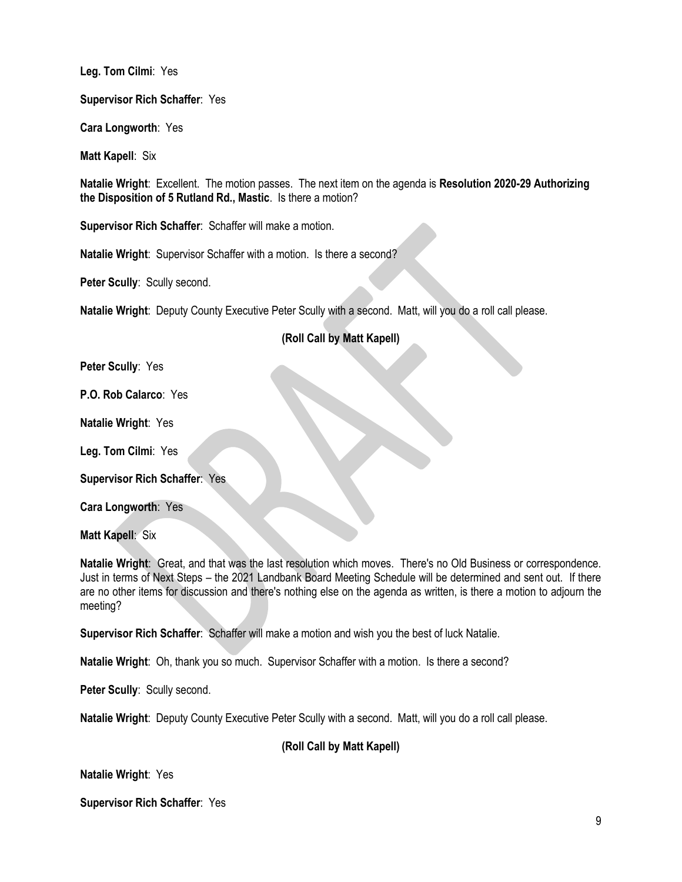**Leg. Tom Cilmi**: Yes

**Supervisor Rich Schaffer**: Yes

**Cara Longworth**: Yes

**Matt Kapell**: Six

**Natalie Wright**: Excellent. The motion passes. The next item on the agenda is **Resolution 2020-29 Authorizing the Disposition of 5 Rutland Rd., Mastic**. Is there a motion?

**Supervisor Rich Schaffer**: Schaffer will make a motion.

**Natalie Wright**: Supervisor Schaffer with a motion. Is there a second?

**Peter Scully**: Scully second.

**Natalie Wright**: Deputy County Executive Peter Scully with a second. Matt, will you do a roll call please.

**(Roll Call by Matt Kapell)**

**Peter Scully**: Yes

**P.O. Rob Calarco**: Yes

**Natalie Wright**: Yes

**Leg. Tom Cilmi**: Yes

**Supervisor Rich Schaffer**: Yes

**Cara Longworth**: Yes

**Matt Kapell**: Six

**Natalie Wright**: Great, and that was the last resolution which moves. There's no Old Business or correspondence. Just in terms of Next Steps – the 2021 Landbank Board Meeting Schedule will be determined and sent out. If there are no other items for discussion and there's nothing else on the agenda as written, is there a motion to adjourn the meeting?

**Supervisor Rich Schaffer**: Schaffer will make a motion and wish you the best of luck Natalie.

**Natalie Wright**: Oh, thank you so much. Supervisor Schaffer with a motion. Is there a second?

**Peter Scully**: Scully second.

**Natalie Wright**: Deputy County Executive Peter Scully with a second. Matt, will you do a roll call please.

**(Roll Call by Matt Kapell)**

**Natalie Wright**: Yes

**Supervisor Rich Schaffer**: Yes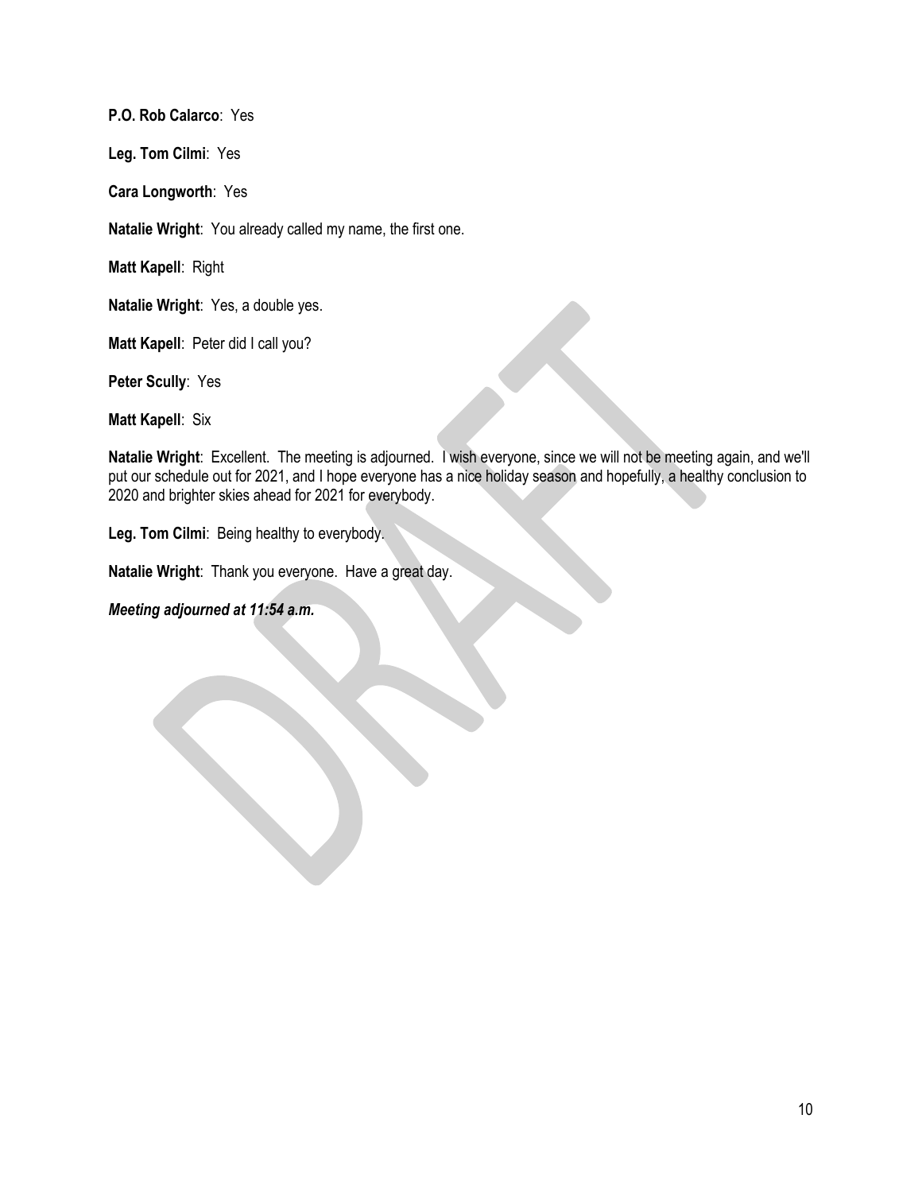**P.O. Rob Calarco**: Yes

**Leg. Tom Cilmi**: Yes

**Cara Longworth**: Yes

**Natalie Wright**: You already called my name, the first one.

**Matt Kapell**: Right

**Natalie Wright**: Yes, a double yes.

**Matt Kapell**: Peter did I call you?

**Peter Scully**: Yes

**Matt Kapell**: Six

**Natalie Wright**: Excellent. The meeting is adjourned. I wish everyone, since we will not be meeting again, and we'll put our schedule out for 2021, and I hope everyone has a nice holiday season and hopefully, a healthy conclusion to 2020 and brighter skies ahead for 2021 for everybody.

**Leg. Tom Cilmi**: Being healthy to everybody.

**Natalie Wright**: Thank you everyone. Have a great day.

***Meeting adjourned at 11:54 a.m.***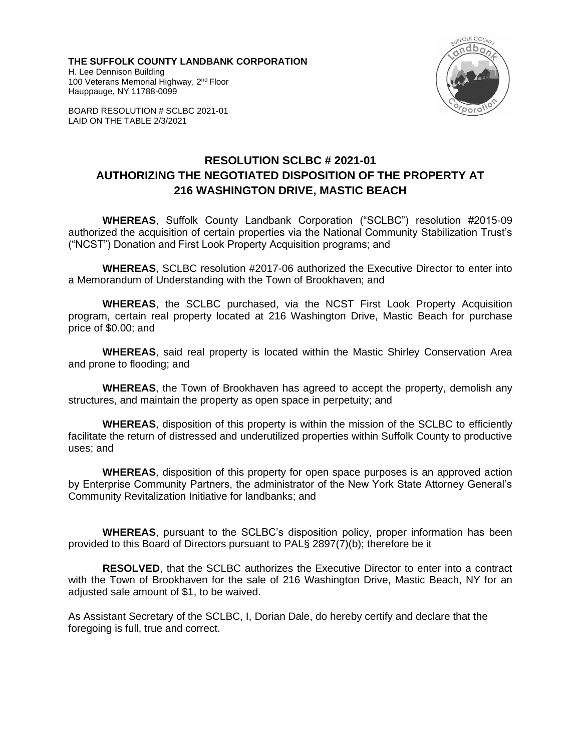**THE SUFFOLK COUNTY LANDBANK CORPORATION**
H. Lee Dennison Building
100 Veterans Memorial Highway, 2nd Floor
Hauppauge, NY 11788-0099

BOARD RESOLUTION # SCLBC 2021-01
LAID ON THE TABLE 2/3/2021

# RESOLUTION SCLBC # 2021-01
# AUTHORIZING THE NEGOTIATED DISPOSITION OF THE PROPERTY AT 216 WASHINGTON DRIVE, MASTIC BEACH

**WHEREAS**, Suffolk County Landbank Corporation ("SCLBC") resolution #2015-09 authorized the acquisition of certain properties via the National Community Stabilization Trust's ("NCST") Donation and First Look Property Acquisition programs; and

**WHEREAS**, SCLBC resolution #2017-06 authorized the Executive Director to enter into a Memorandum of Understanding with the Town of Brookhaven; and

**WHEREAS**, the SCLBC purchased, via the NCST First Look Property Acquisition program, certain real property located at 216 Washington Drive, Mastic Beach for purchase price of $0.00; and

**WHEREAS**, said real property is located within the Mastic Shirley Conservation Area and prone to flooding; and

**WHEREAS**, the Town of Brookhaven has agreed to accept the property, demolish any structures, and maintain the property as open space in perpetuity; and

**WHEREAS**, disposition of this property is within the mission of the SCLBC to efficiently facilitate the return of distressed and underutilized properties within Suffolk County to productive uses; and

**WHEREAS**, disposition of this property for open space purposes is an approved action by Enterprise Community Partners, the administrator of the New York State Attorney General's Community Revitalization Initiative for landbanks; and

**WHEREAS**, pursuant to the SCLBC's disposition policy, proper information has been provided to this Board of Directors pursuant to PAL§ 2897(7)(b); therefore be it

**RESOLVED**, that the SCLBC authorizes the Executive Director to enter into a contract with the Town of Brookhaven for the sale of 216 Washington Drive, Mastic Beach, NY for an adjusted sale amount of $1, to be waived.

As Assistant Secretary of the SCLBC, I, Dorian Dale, do hereby certify and declare that the foregoing is full, true and correct.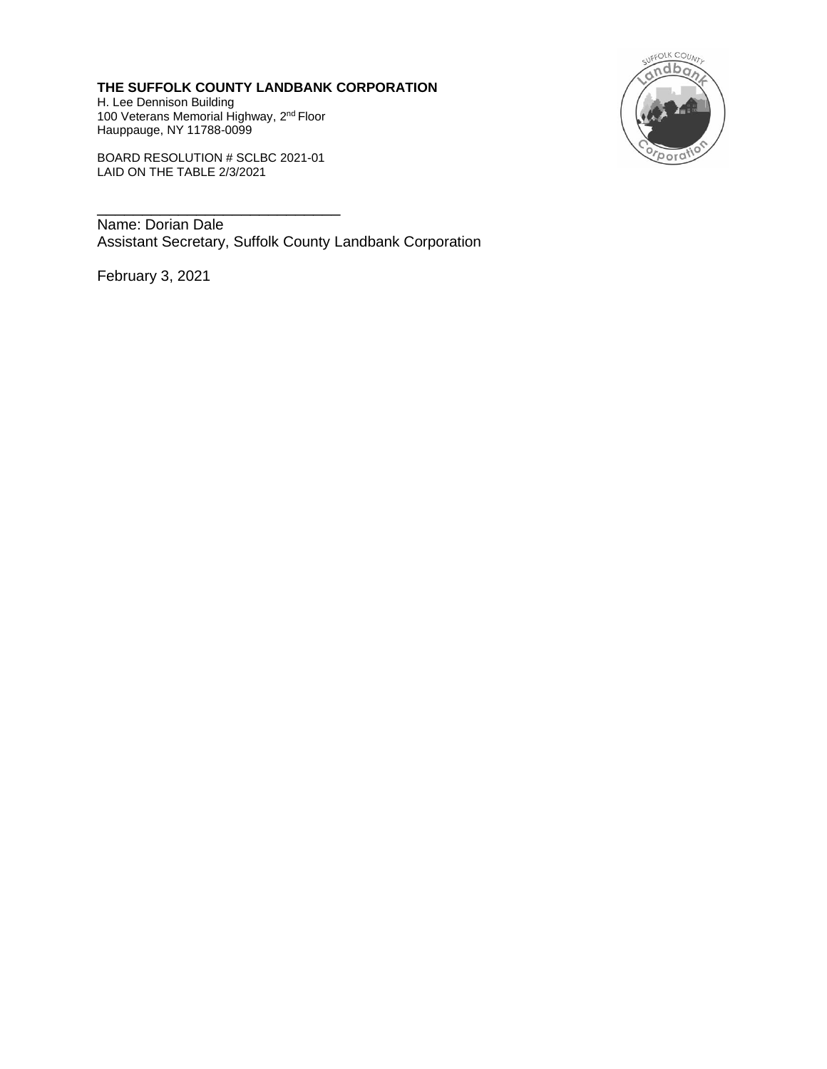**THE SUFFOLK COUNTY LANDBANK CORPORATION**
H. Lee Dennison Building
100 Veterans Memorial Highway, 2nd Floor
Hauppauge, NY 11788-0099

BOARD RESOLUTION # SCLBC 2021-01
LAID ON THE TABLE 2/3/2021

______________________________
Name: Dorian Dale
Assistant Secretary, Suffolk County Landbank Corporation

February 3, 2021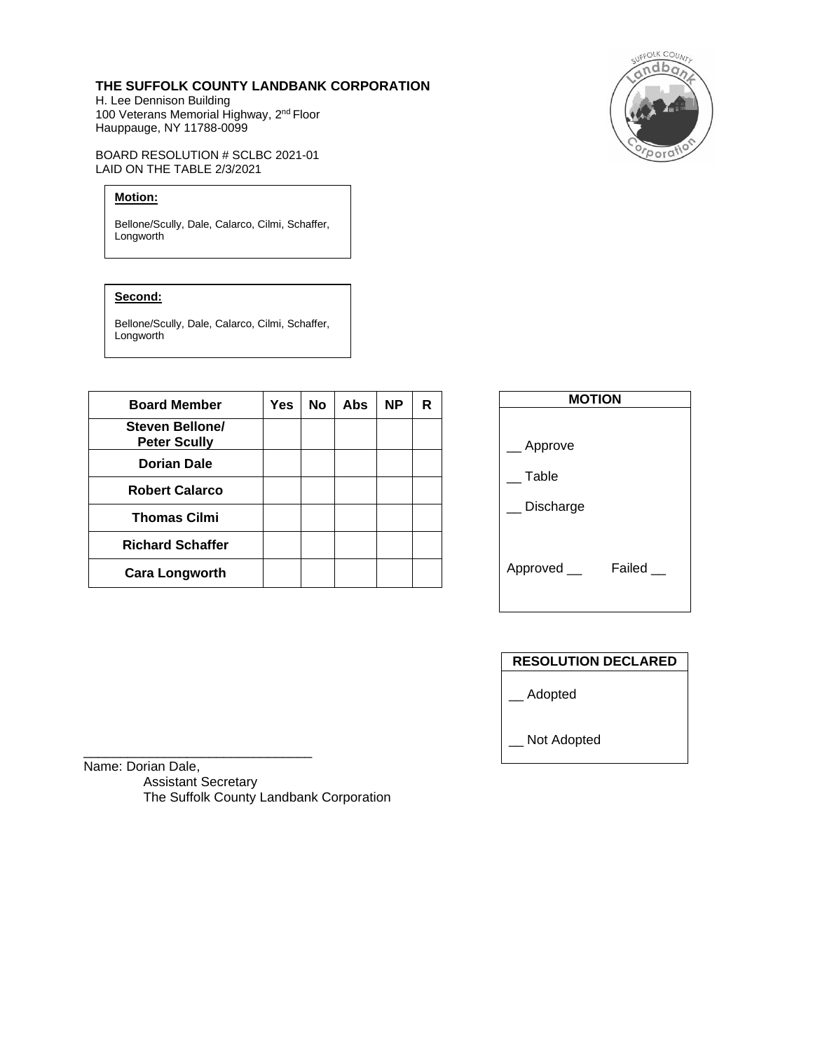**THE SUFFOLK COUNTY LANDBANK CORPORATION**
H. Lee Dennison Building
100 Veterans Memorial Highway, 2nd Floor
Hauppauge, NY 11788-0099

BOARD RESOLUTION # SCLBC 2021-01
LAID ON THE TABLE 2/3/2021

**Motion:**

Bellone/Scully, Dale, Calarco, Cilmi, Schaffer, Longworth

**Second:**

Bellone/Scully, Dale, Calarco, Cilmi, Schaffer, Longworth

| Board Member | Yes | No | Abs | NP | R |
|---|---|---|---|---|---|
| **Steven Bellone/ Peter Scully** | | | | | |
| **Dorian Dale** | | | | | |
| **Robert Calarco** | | | | | |
| **Thomas Cilmi** | | | | | |
| **Richard Schaffer** | | | | | |
| **Cara Longworth** | | | | | |

**MOTION**

__ Approve

__ Table

__ Discharge

Approved __ Failed __

**RESOLUTION DECLARED**

__ Adopted

__ Not Adopted

_______________________________
Name: Dorian Dale,
Assistant Secretary
The Suffolk County Landbank Corporation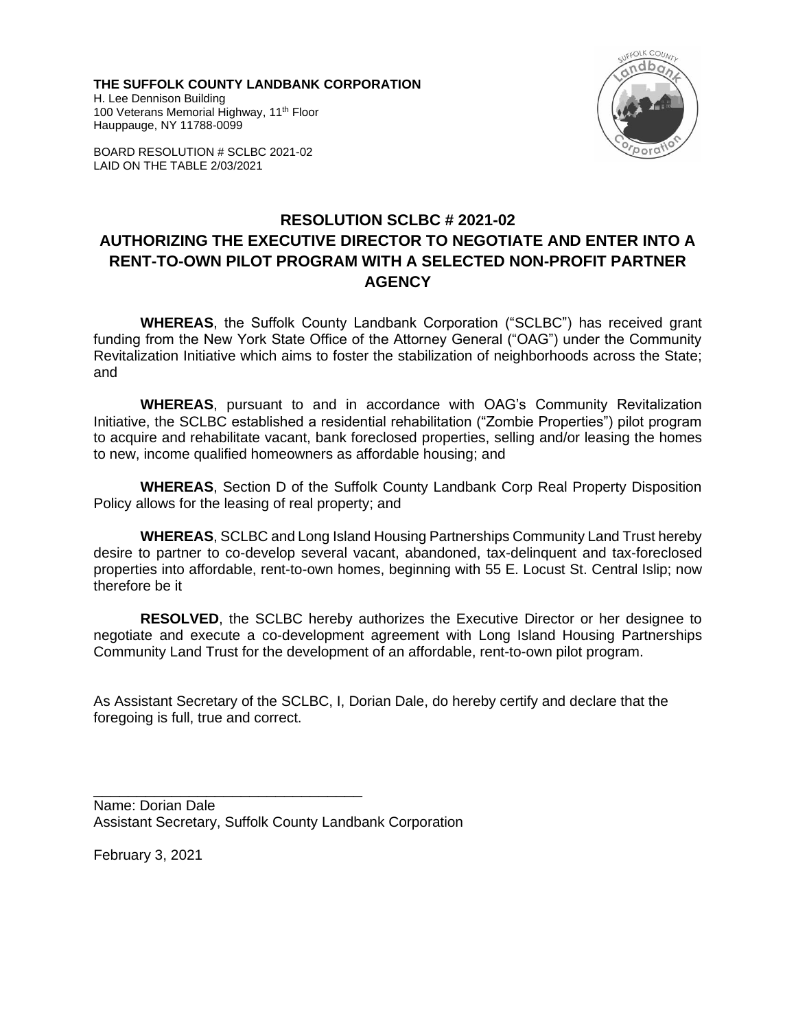**THE SUFFOLK COUNTY LANDBANK CORPORATION**
H. Lee Dennison Building
100 Veterans Memorial Highway, 11th Floor
Hauppauge, NY 11788-0099

BOARD RESOLUTION # SCLBC 2021-02
LAID ON THE TABLE 2/03/2021

# RESOLUTION SCLBC # 2021-02
# AUTHORIZING THE EXECUTIVE DIRECTOR TO NEGOTIATE AND ENTER INTO A RENT-TO-OWN PILOT PROGRAM WITH A SELECTED NON-PROFIT PARTNER AGENCY

**WHEREAS**, the Suffolk County Landbank Corporation ("SCLBC") has received grant funding from the New York State Office of the Attorney General ("OAG") under the Community Revitalization Initiative which aims to foster the stabilization of neighborhoods across the State; and

**WHEREAS**, pursuant to and in accordance with OAG's Community Revitalization Initiative, the SCLBC established a residential rehabilitation ("Zombie Properties") pilot program to acquire and rehabilitate vacant, bank foreclosed properties, selling and/or leasing the homes to new, income qualified homeowners as affordable housing; and

**WHEREAS**, Section D of the Suffolk County Landbank Corp Real Property Disposition Policy allows for the leasing of real property; and

**WHEREAS**, SCLBC and Long Island Housing Partnerships Community Land Trust hereby desire to partner to co-develop several vacant, abandoned, tax-delinquent and tax-foreclosed properties into affordable, rent-to-own homes, beginning with 55 E. Locust St. Central Islip; now therefore be it

**RESOLVED**, the SCLBC hereby authorizes the Executive Director or her designee to negotiate and execute a co-development agreement with Long Island Housing Partnerships Community Land Trust for the development of an affordable, rent-to-own pilot program.

As Assistant Secretary of the SCLBC, I, Dorian Dale, do hereby certify and declare that the foregoing is full, true and correct.

\_\_\_\_\_\_\_\_\_\_\_\_\_\_\_\_\_\_\_\_\_\_\_\_\_\_\_\_\_\_\_\_\_\_
Name: Dorian Dale
Assistant Secretary, Suffolk County Landbank Corporation

February 3, 2021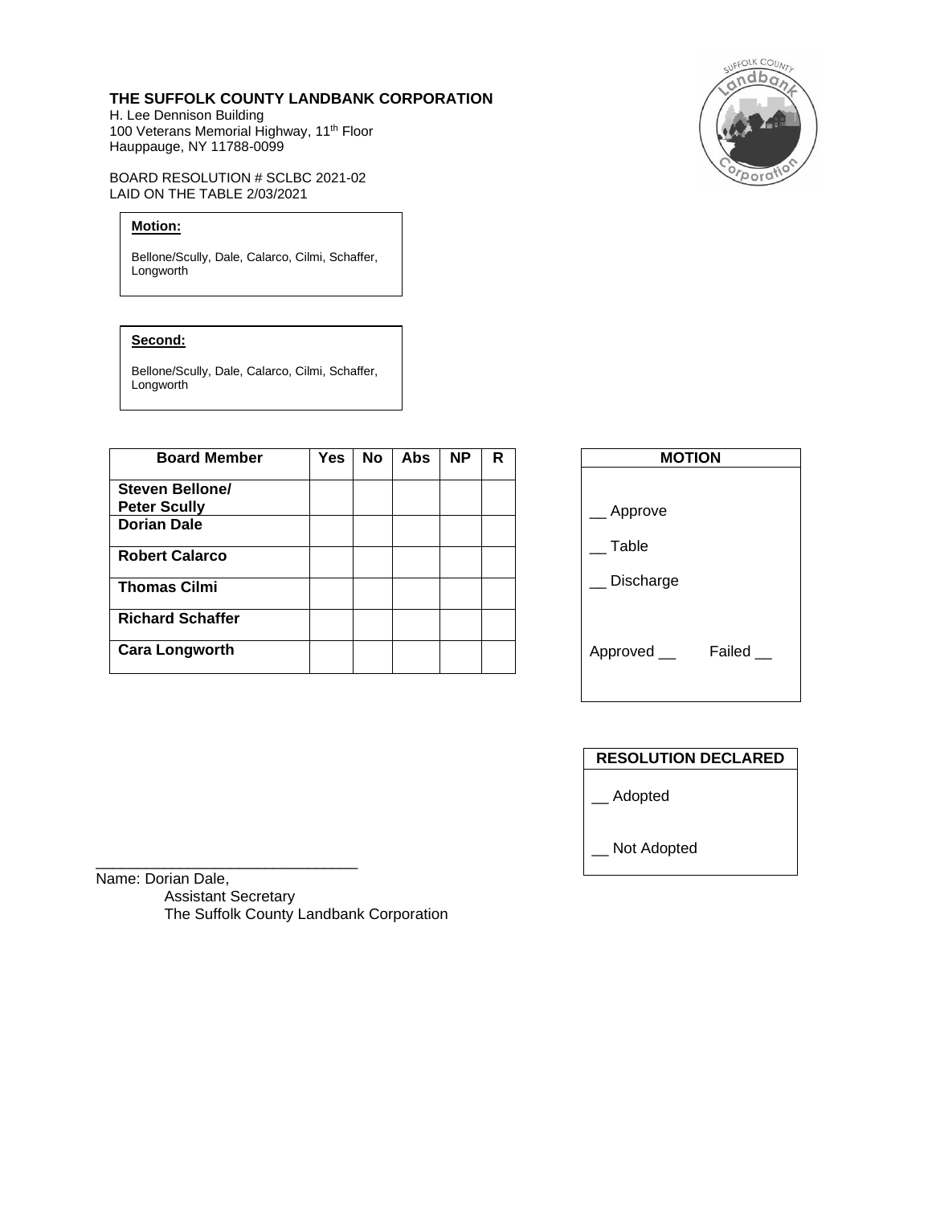**THE SUFFOLK COUNTY LANDBANK CORPORATION**
H. Lee Dennison Building
100 Veterans Memorial Highway, 11th Floor
Hauppauge, NY 11788-0099

BOARD RESOLUTION # SCLBC 2021-02
LAID ON THE TABLE 2/03/2021

**Motion:**

Bellone/Scully, Dale, Calarco, Cilmi, Schaffer, Longworth

**Second:**

Bellone/Scully, Dale, Calarco, Cilmi, Schaffer, Longworth

| Board Member | Yes | No | Abs | NP | R |
|---|---|---|---|---|---|
| **Steven Bellone/ Peter Scully** | | | | | |
| **Dorian Dale** | | | | | |
| **Robert Calarco** | | | | | |
| **Thomas Cilmi** | | | | | |
| **Richard Schaffer** | | | | | |
| **Cara Longworth** | | | | | |

**MOTION**

__ Approve

__ Table

__ Discharge

Approved __ Failed __

**RESOLUTION DECLARED**

__ Adopted

__ Not Adopted

_______________________________
Name: Dorian Dale,
Assistant Secretary
The Suffolk County Landbank Corporation